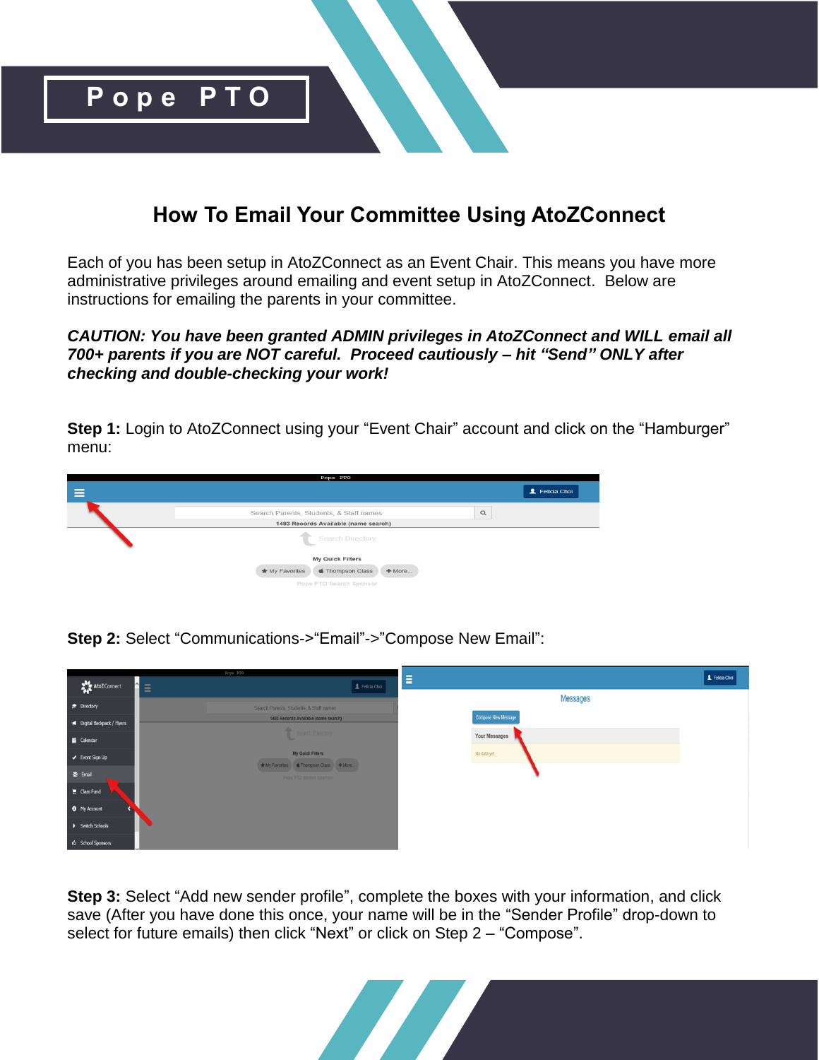# Pope PTO

## How To Email Your Committee Using AtoZConnect

Each of you has been setup in AtoZConnect as an Event Chair. This means you have more administrative privileges around emailing and event setup in AtoZConnect. Below are instructions for emailing the parents in your committee.

***CAUTION: You have been granted ADMIN privileges in AtoZConnect and WILL email all 700+ parents if you are NOT careful. Proceed cautiously – hit "Send" ONLY after checking and double-checking your work!***

**Step 1:** Login to AtoZConnect using your "Event Chair" account and click on the "Hamburger" menu:

**Step 2:** Select "Communications->"Email"->"Compose New Email":

**Step 3:** Select "Add new sender profile", complete the boxes with your information, and click save (After you have done this once, your name will be in the "Sender Profile" drop-down to select for future emails) then click "Next" or click on Step 2 – "Compose".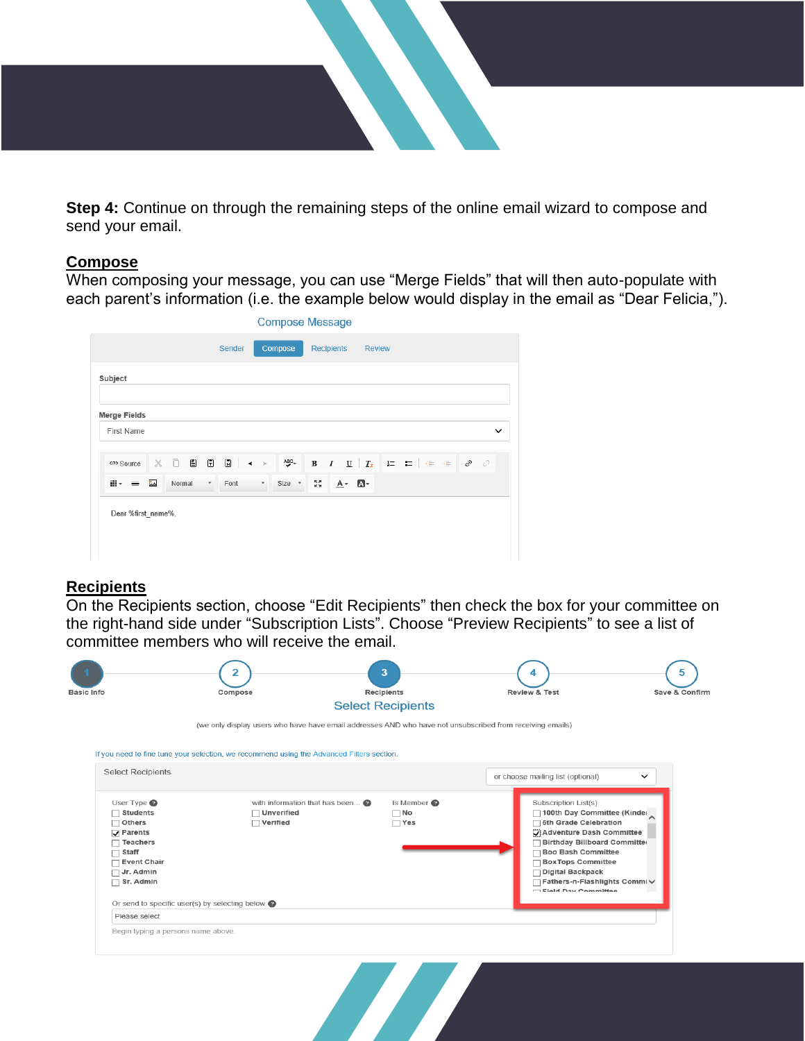**Step 4:** Continue on through the remaining steps of the online email wizard to compose and send your email.

## Compose

When composing your message, you can use "Merge Fields" that will then auto-populate with each parent's information (i.e. the example below would display in the email as "Dear Felicia,").

## Recipients

On the Recipients section, choose "Edit Recipients" then check the box for your committee on the right-hand side under "Subscription Lists". Choose "Preview Recipients" to see a list of committee members who will receive the email.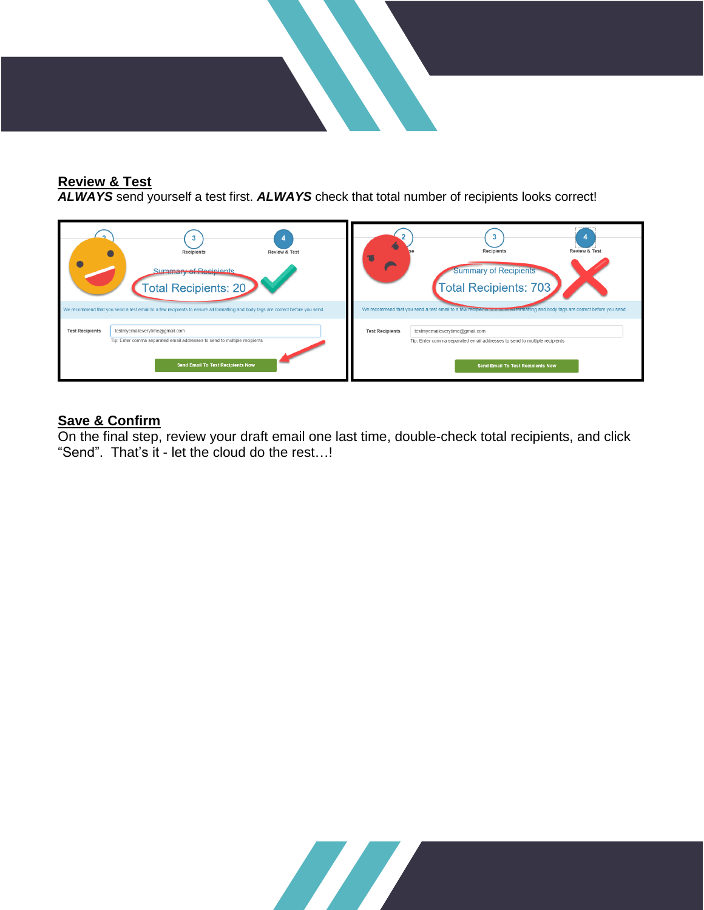## Review & Test

***ALWAYS*** send yourself a test first. ***ALWAYS*** check that total number of recipients looks correct!

## Save & Confirm

On the final step, review your draft email one last time, double-check total recipients, and click "Send". That's it - let the cloud do the rest…!